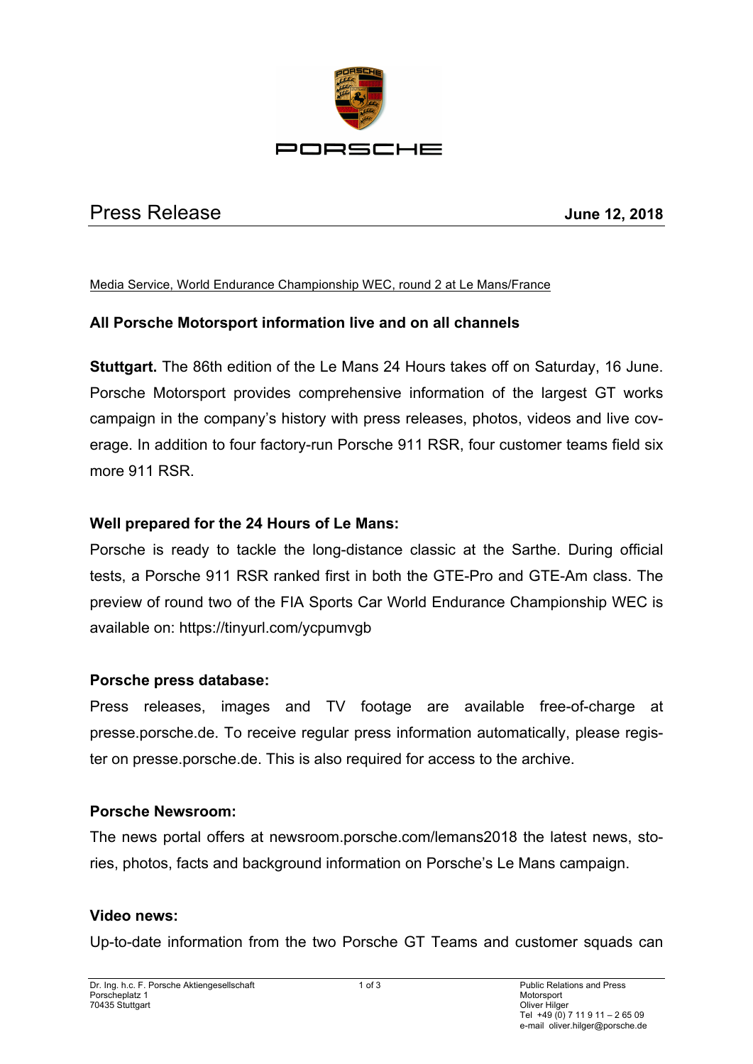PORSCHE

# Press Release

**June 12, 2018**

Media Service, World Endurance Championship WEC, round 2 at Le Mans/France

## All Porsche Motorsport information live and on all channels

**Stuttgart.** The 86th edition of the Le Mans 24 Hours takes off on Saturday, 16 June. Porsche Motorsport provides comprehensive information of the largest GT works campaign in the company's history with press releases, photos, videos and live coverage. In addition to four factory-run Porsche 911 RSR, four customer teams field six more 911 RSR.

### Well prepared for the 24 Hours of Le Mans:

Porsche is ready to tackle the long-distance classic at the Sarthe. During official tests, a Porsche 911 RSR ranked first in both the GTE-Pro and GTE-Am class. The preview of round two of the FIA Sports Car World Endurance Championship WEC is available on: https://tinyurl.com/ycpumvgb

### Porsche press database:

Press releases, images and TV footage are available free-of-charge at presse.porsche.de. To receive regular press information automatically, please register on presse.porsche.de. This is also required for access to the archive.

### Porsche Newsroom:

The news portal offers at newsroom.porsche.com/lemans2018 the latest news, stories, photos, facts and background information on Porsche's Le Mans campaign.

### Video news:

Up-to-date information from the two Porsche GT Teams and customer squads can

Dr. Ing. h.c. F. Porsche Aktiengesellschaft
Porscheplatz 1
70435 Stuttgart

Public Relations and Press
Motorsport
Oliver Hilger
Tel +49 (0) 7 11 9 11 – 2 65 09
e-mail oliver.hilger@porsche.de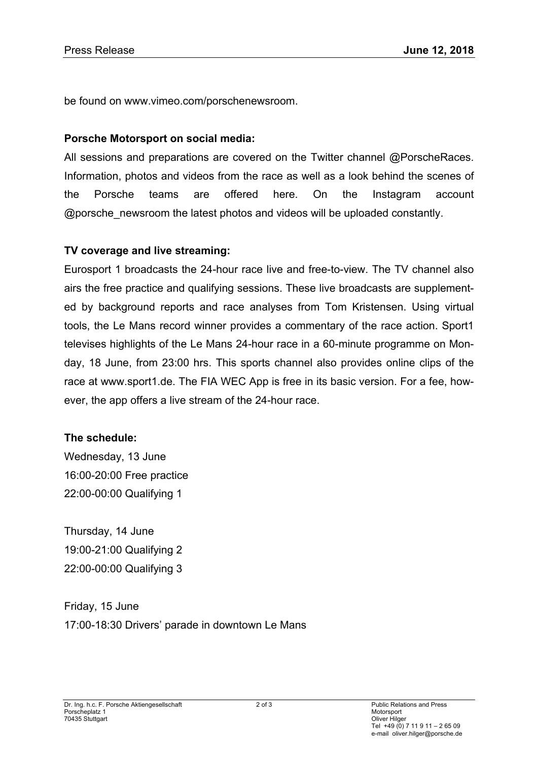be found on www.vimeo.com/porschenewsroom.

**Porsche Motorsport on social media:**

All sessions and preparations are covered on the Twitter channel @PorscheRaces. Information, photos and videos from the race as well as a look behind the scenes of the Porsche teams are offered here. On the Instagram account @porsche_newsroom the latest photos and videos will be uploaded constantly.

**TV coverage and live streaming:**

Eurosport 1 broadcasts the 24-hour race live and free-to-view. The TV channel also airs the free practice and qualifying sessions. These live broadcasts are supplemented by background reports and race analyses from Tom Kristensen. Using virtual tools, the Le Mans record winner provides a commentary of the race action. Sport1 televises highlights of the Le Mans 24-hour race in a 60-minute programme on Monday, 18 June, from 23:00 hrs. This sports channel also provides online clips of the race at www.sport1.de. The FIA WEC App is free in its basic version. For a fee, however, the app offers a live stream of the 24-hour race.

**The schedule:**

Wednesday, 13 June
16:00-20:00 Free practice
22:00-00:00 Qualifying 1

Thursday, 14 June
19:00-21:00 Qualifying 2
22:00-00:00 Qualifying 3

Friday, 15 June
17:00-18:30 Drivers' parade in downtown Le Mans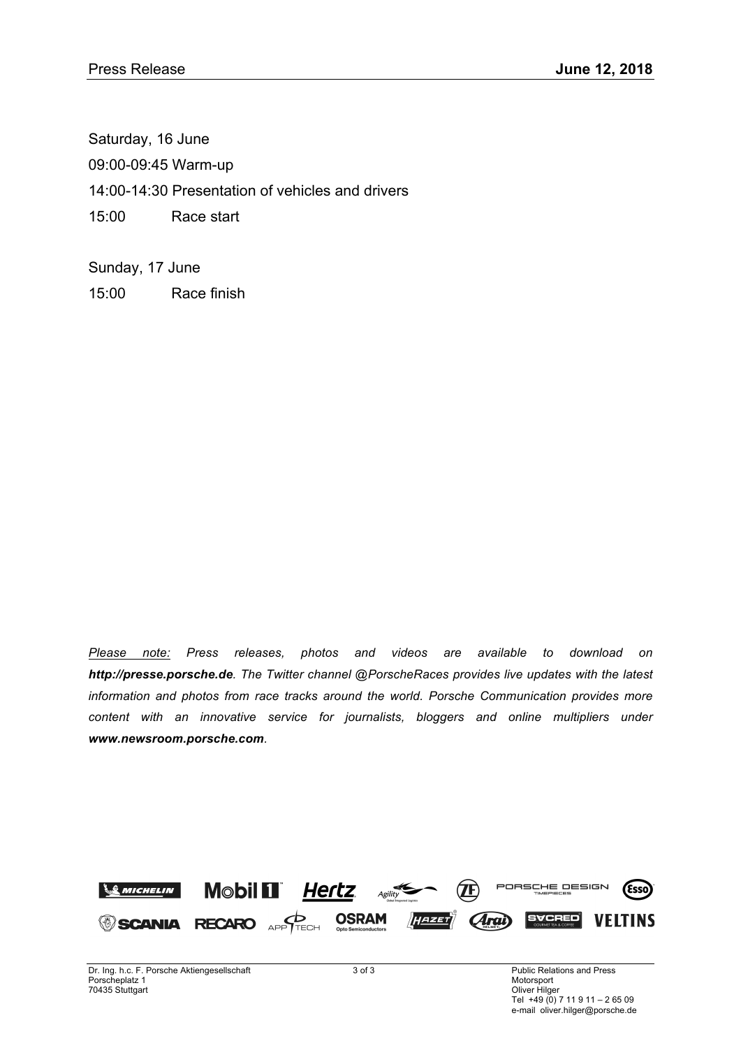Saturday, 16 June

09:00-09:45 Warm-up

14:00-14:30 Presentation of vehicles and drivers

15:00 Race start

Sunday, 17 June

15:00 Race finish

*Please note: Press releases, photos and videos are available to download on* ***http://presse.porsche.de****. The Twitter channel @PorscheRaces provides live updates with the latest information and photos from race tracks around the world. Porsche Communication provides more content with an innovative service for journalists, bloggers and online multipliers under* ***www.newsroom.porsche.com****.*

Dr. Ing. h.c. F. Porsche Aktiengesellschaft
Porscheplatz 1
70435 Stuttgart

Public Relations and Press
Motorsport
Oliver Hilger
Tel +49 (0) 7 11 9 11 – 2 65 09
e-mail oliver.hilger@porsche.de